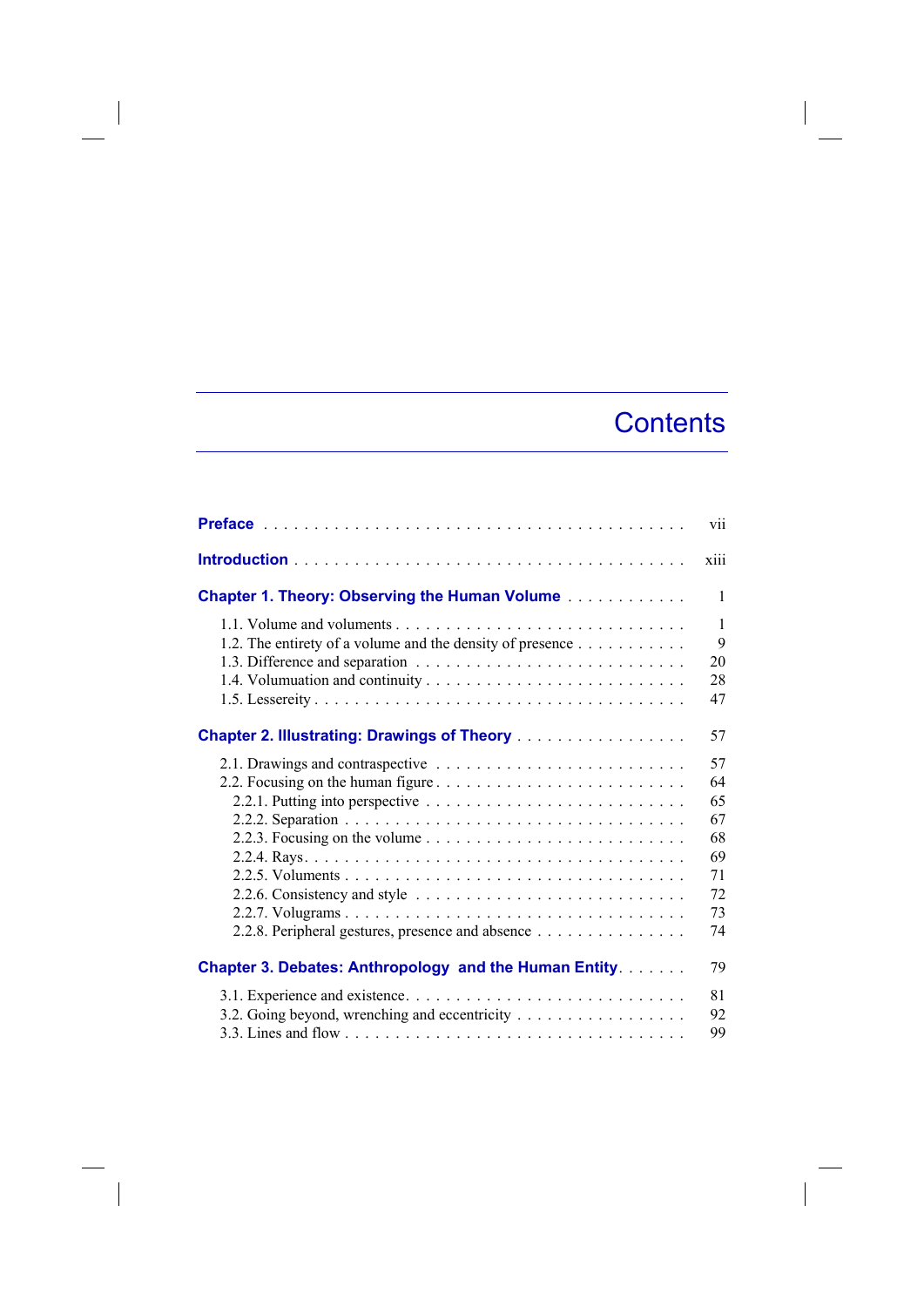# Contents

| | |
|---|---|
| **Preface** | vii |
| **Introduction** | xiii |
| **Chapter 1. Theory: Observing the Human Volume** | 1 |
| 1.1. Volume and voluments | 1 |
| 1.2. The entirety of a volume and the density of presence | 9 |
| 1.3. Difference and separation | 20 |
| 1.4. Volumuation and continuity | 28 |
| 1.5. Lessereity | 47 |
| **Chapter 2. Illustrating: Drawings of Theory** | 57 |
| 2.1. Drawings and contraspective | 57 |
| 2.2. Focusing on the human figure | 64 |
| 2.2.1. Putting into perspective | 65 |
| 2.2.2. Separation | 67 |
| 2.2.3. Focusing on the volume | 68 |
| 2.2.4. Rays | 69 |
| 2.2.5. Voluments | 71 |
| 2.2.6. Consistency and style | 72 |
| 2.2.7. Volugrams | 73 |
| 2.2.8. Peripheral gestures, presence and absence | 74 |
| **Chapter 3. Debates: Anthropology and the Human Entity** | 79 |
| 3.1. Experience and existence | 81 |
| 3.2. Going beyond, wrenching and eccentricity | 92 |
| 3.3. Lines and flow | 99 |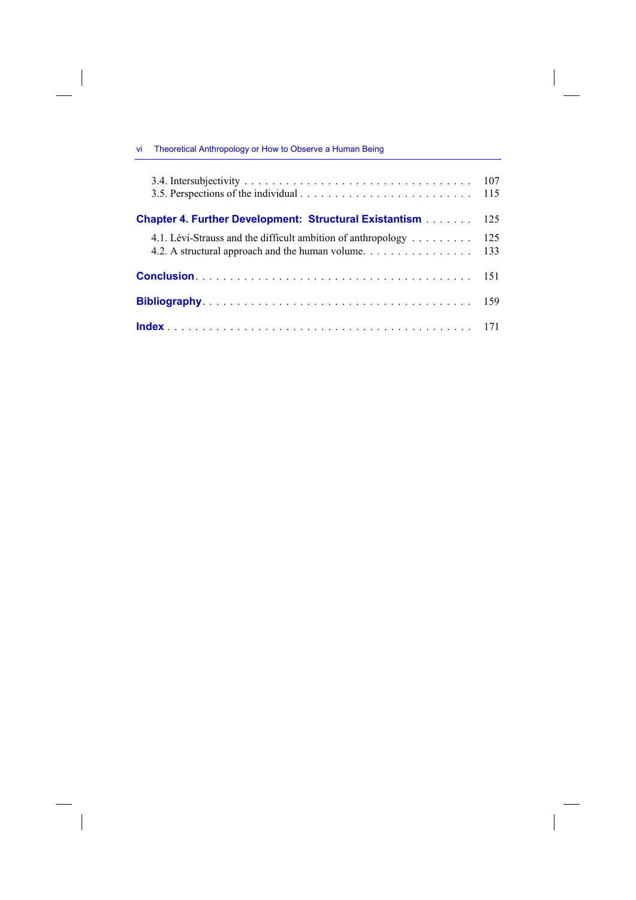3.4. Intersubjectivity . . . . . . . . . . . . . . . . . . . . . . . . . . . . . . . . . 107
3.5. Perspections of the individual . . . . . . . . . . . . . . . . . . . . . . . . . 115

**Chapter 4. Further Development: Structural Existantism** . . . . . . . 125

4.1. Lévi-Strauss and the difficult ambition of anthropology . . . . . . . . . 125
4.2. A structural approach and the human volume. . . . . . . . . . . . . . . . 133

**Conclusion**. . . . . . . . . . . . . . . . . . . . . . . . . . . . . . . . . . . . . . 151

**Bibliography**. . . . . . . . . . . . . . . . . . . . . . . . . . . . . . . . . . . . . 159

**Index** . . . . . . . . . . . . . . . . . . . . . . . . . . . . . . . . . . . . . . . . . 171